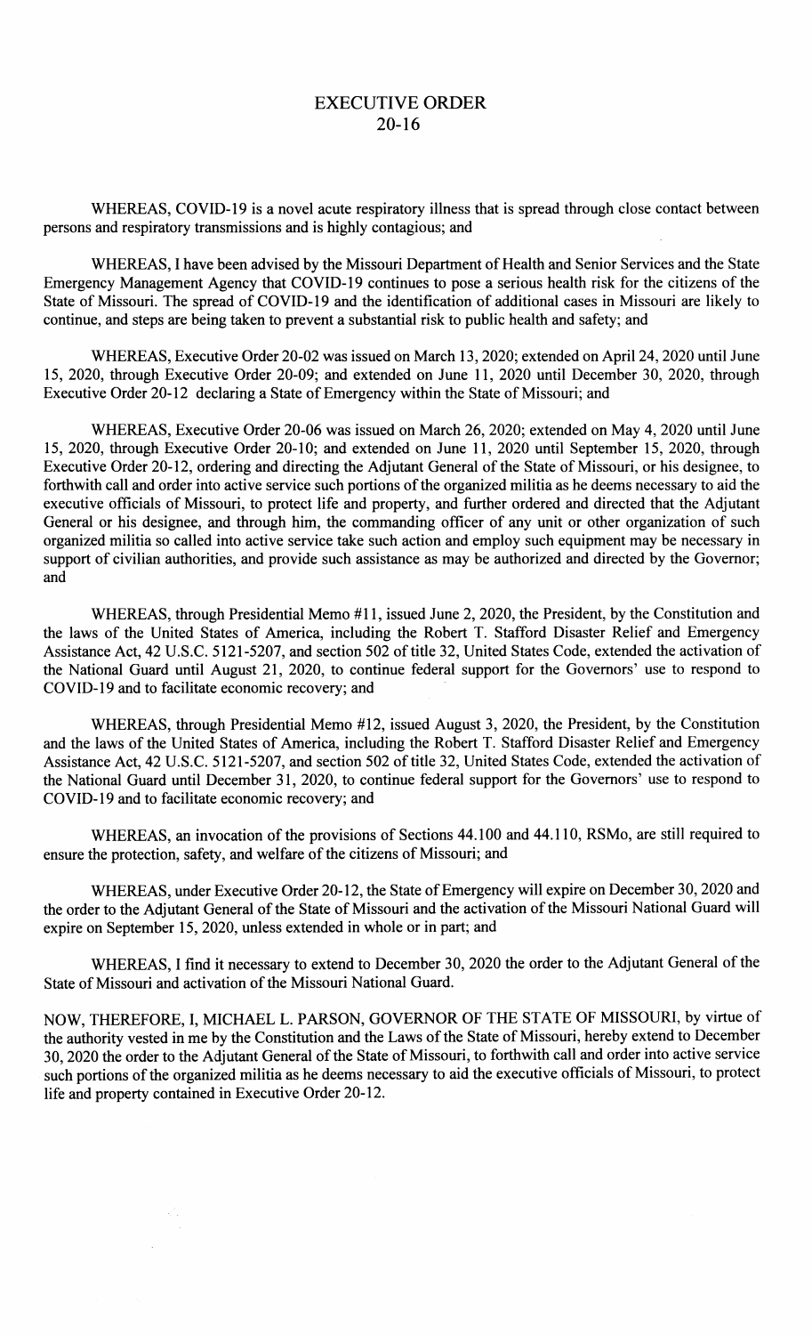# EXECUTIVE ORDER
## 20-16

WHEREAS, COVID-19 is a novel acute respiratory illness that is spread through close contact between persons and respiratory transmissions and is highly contagious; and

WHEREAS, I have been advised by the Missouri Department of Health and Senior Services and the State Emergency Management Agency that COVID-19 continues to pose a serious health risk for the citizens of the State of Missouri. The spread of COVID-19 and the identification of additional cases in Missouri are likely to continue, and steps are being taken to prevent a substantial risk to public health and safety; and

WHEREAS, Executive Order 20-02 was issued on March 13, 2020; extended on April 24, 2020 until June 15, 2020, through Executive Order 20-09; and extended on June 11, 2020 until December 30, 2020, through Executive Order 20-12 declaring a State of Emergency within the State of Missouri; and

WHEREAS, Executive Order 20-06 was issued on March 26, 2020; extended on May 4, 2020 until June 15, 2020, through Executive Order 20-10; and extended on June 11, 2020 until September 15, 2020, through Executive Order 20-12, ordering and directing the Adjutant General of the State of Missouri, or his designee, to forthwith call and order into active service such portions of the organized militia as he deems necessary to aid the executive officials of Missouri, to protect life and property, and further ordered and directed that the Adjutant General or his designee, and through him, the commanding officer of any unit or other organization of such organized militia so called into active service take such action and employ such equipment may be necessary in support of civilian authorities, and provide such assistance as may be authorized and directed by the Governor; and

WHEREAS, through Presidential Memo #11, issued June 2, 2020, the President, by the Constitution and the laws of the United States of America, including the Robert T. Stafford Disaster Relief and Emergency Assistance Act, 42 U.S.C. 5121-5207, and section 502 of title 32, United States Code, extended the activation of the National Guard until August 21, 2020, to continue federal support for the Governors' use to respond to COVID-19 and to facilitate economic recovery; and

WHEREAS, through Presidential Memo #12, issued August 3, 2020, the President, by the Constitution and the laws of the United States of America, including the Robert T. Stafford Disaster Relief and Emergency Assistance Act, 42 U.S.C. 5121-5207, and section 502 of title 32, United States Code, extended the activation of the National Guard until December 31, 2020, to continue federal support for the Governors' use to respond to COVID-19 and to facilitate economic recovery; and

WHEREAS, an invocation of the provisions of Sections 44.100 and 44.110, RSMo, are still required to ensure the protection, safety, and welfare of the citizens of Missouri; and

WHEREAS, under Executive Order 20-12, the State of Emergency will expire on December 30, 2020 and the order to the Adjutant General of the State of Missouri and the activation of the Missouri National Guard will expire on September 15, 2020, unless extended in whole or in part; and

WHEREAS, I find it necessary to extend to December 30, 2020 the order to the Adjutant General of the State of Missouri and activation of the Missouri National Guard.

NOW, THEREFORE, I, MICHAEL L. PARSON, GOVERNOR OF THE STATE OF MISSOURI, by virtue of the authority vested in me by the Constitution and the Laws of the State of Missouri, hereby extend to December 30, 2020 the order to the Adjutant General of the State of Missouri, to forthwith call and order into active service such portions of the organized militia as he deems necessary to aid the executive officials of Missouri, to protect life and property contained in Executive Order 20-12.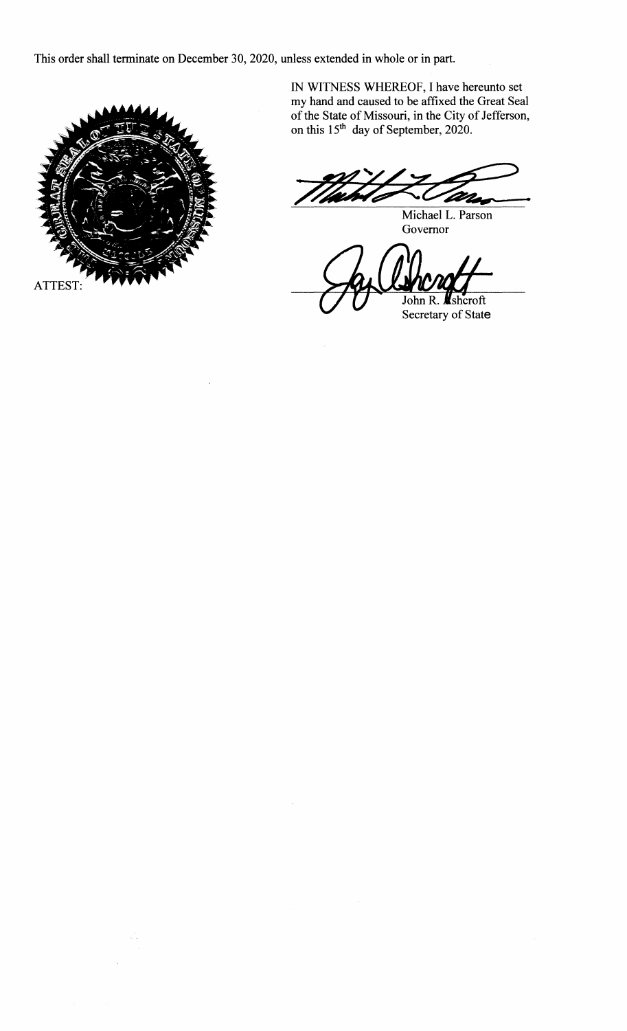This order shall terminate on December 30, 2020, unless extended in whole or in part.

IN WITNESS WHEREOF, I have hereunto set my hand and caused to be affixed the Great Seal of the State of Missouri, in the City of Jefferson, on this 15th day of September, 2020.

Michael L. Parson
Governor

ATTEST:

John R. Ashcroft
Secretary of State